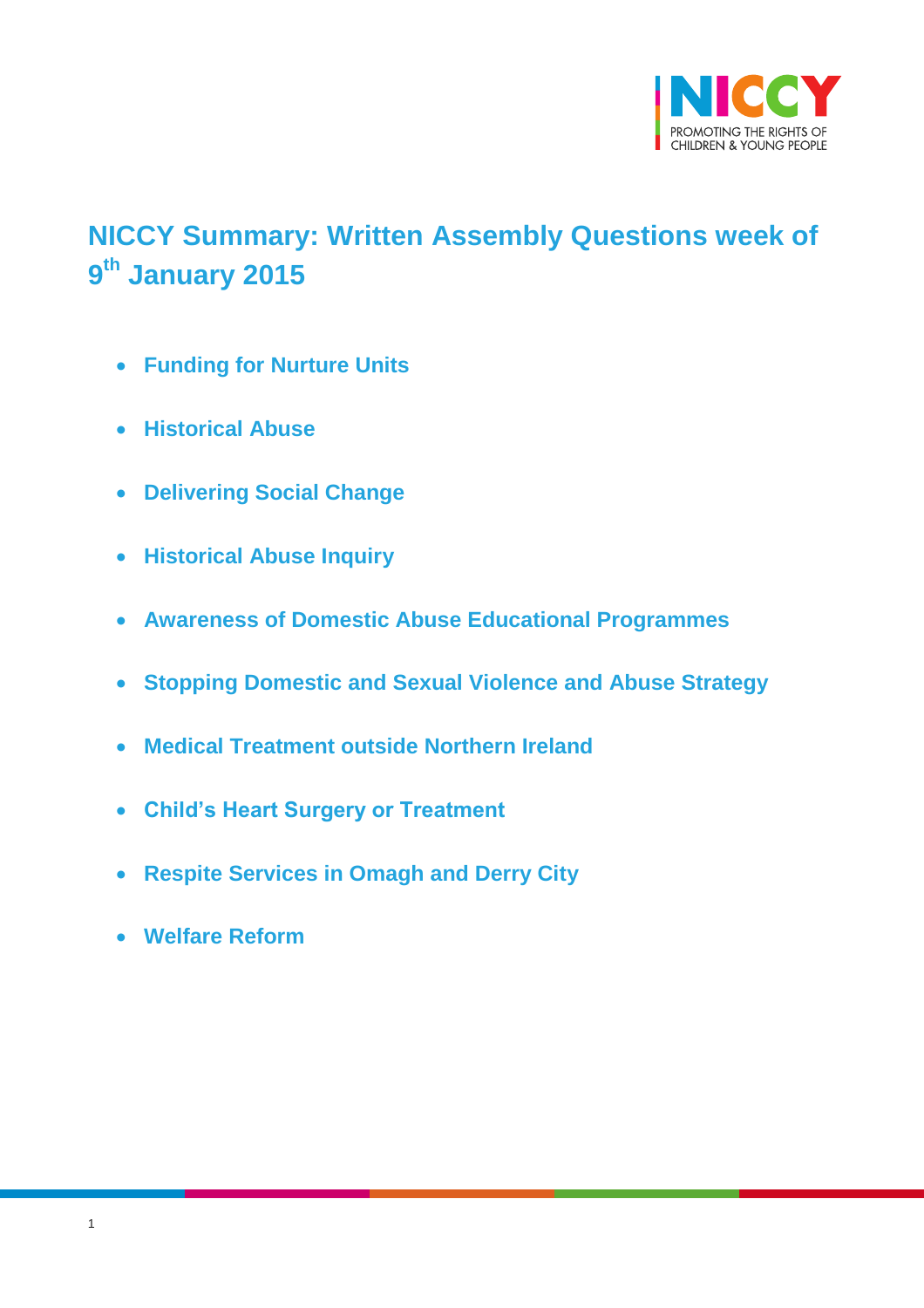# NICCY Summary: Written Assembly Questions week of 9th January 2015

- **Funding for Nurture Units**
- **Historical Abuse**
- **Delivering Social Change**
- **Historical Abuse Inquiry**
- **Awareness of Domestic Abuse Educational Programmes**
- **Stopping Domestic and Sexual Violence and Abuse Strategy**
- **Medical Treatment outside Northern Ireland**
- **Child's Heart Surgery or Treatment**
- **Respite Services in Omagh and Derry City**
- **Welfare Reform**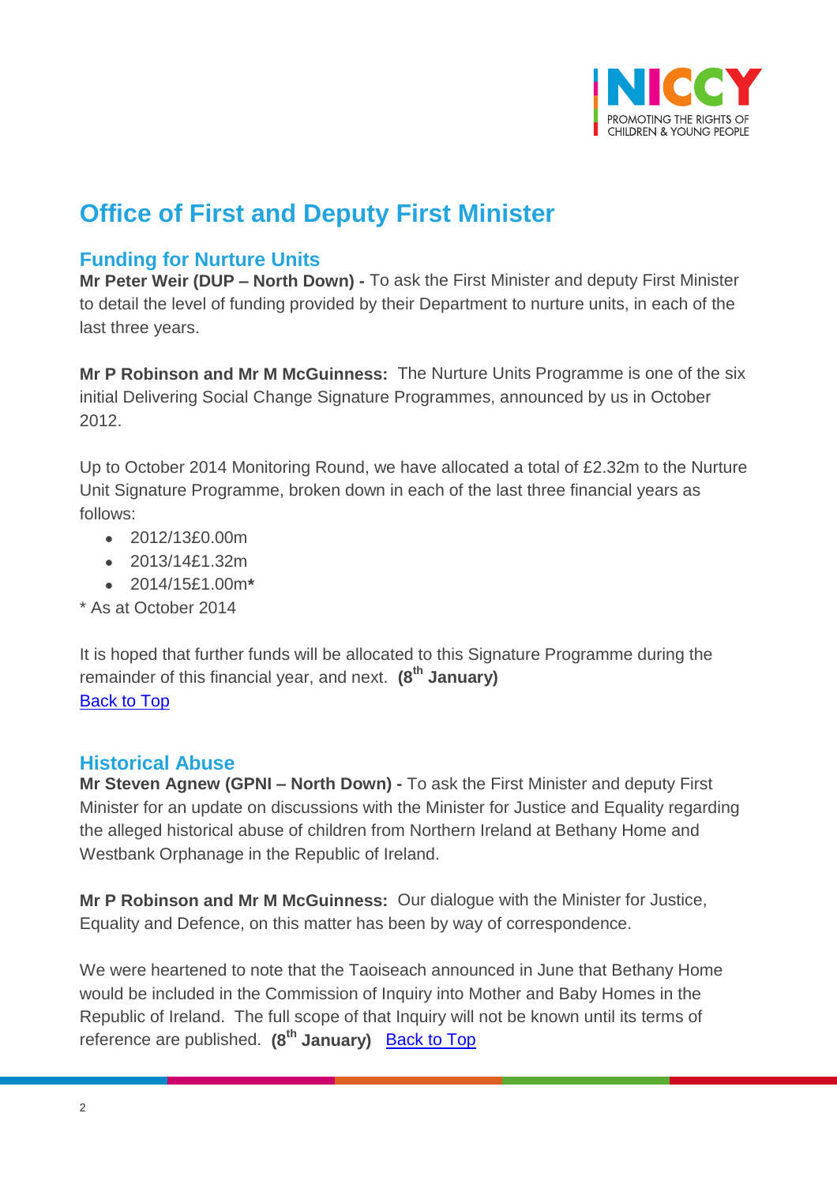# Office of First and Deputy First Minister

## Funding for Nurture Units

**Mr Peter Weir (DUP – North Down) -** To ask the First Minister and deputy First Minister to detail the level of funding provided by their Department to nurture units, in each of the last three years.

**Mr P Robinson and Mr M McGuinness:** The Nurture Units Programme is one of the six initial Delivering Social Change Signature Programmes, announced by us in October 2012.

Up to October 2014 Monitoring Round, we have allocated a total of £2.32m to the Nurture Unit Signature Programme, broken down in each of the last three financial years as follows:

- 2012/13£0.00m
- 2013/14£1.32m
- 2014/15£1.00m**\***

\* As at October 2014

It is hoped that further funds will be allocated to this Signature Programme during the remainder of this financial year, and next. **(8th January)**
Back to Top

## Historical Abuse

**Mr Steven Agnew (GPNI – North Down) -** To ask the First Minister and deputy First Minister for an update on discussions with the Minister for Justice and Equality regarding the alleged historical abuse of children from Northern Ireland at Bethany Home and Westbank Orphanage in the Republic of Ireland.

**Mr P Robinson and Mr M McGuinness:** Our dialogue with the Minister for Justice, Equality and Defence, on this matter has been by way of correspondence.

We were heartened to note that the Taoiseach announced in June that Bethany Home would be included in the Commission of Inquiry into Mother and Baby Homes in the Republic of Ireland. The full scope of that Inquiry will not be known until its terms of reference are published. **(8th January)** Back to Top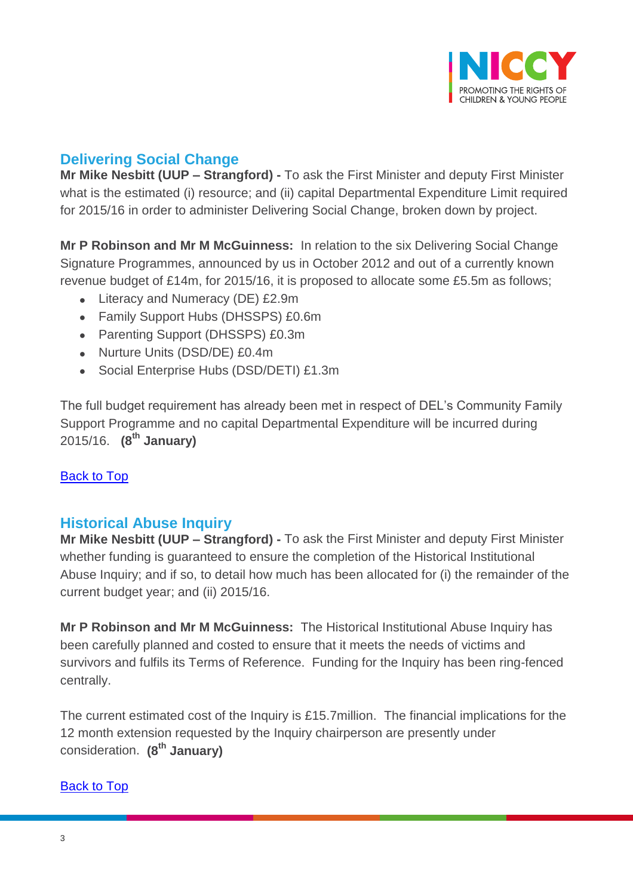## Delivering Social Change

**Mr Mike Nesbitt (UUP – Strangford) -** To ask the First Minister and deputy First Minister what is the estimated (i) resource; and (ii) capital Departmental Expenditure Limit required for 2015/16 in order to administer Delivering Social Change, broken down by project.

**Mr P Robinson and Mr M McGuinness:** In relation to the six Delivering Social Change Signature Programmes, announced by us in October 2012 and out of a currently known revenue budget of £14m, for 2015/16, it is proposed to allocate some £5.5m as follows;

- Literacy and Numeracy (DE) £2.9m
- Family Support Hubs (DHSSPS) £0.6m
- Parenting Support (DHSSPS) £0.3m
- Nurture Units (DSD/DE) £0.4m
- Social Enterprise Hubs (DSD/DETI) £1.3m

The full budget requirement has already been met in respect of DEL's Community Family Support Programme and no capital Departmental Expenditure will be incurred during 2015/16. **(8th January)**

Back to Top

## Historical Abuse Inquiry

**Mr Mike Nesbitt (UUP – Strangford) -** To ask the First Minister and deputy First Minister whether funding is guaranteed to ensure the completion of the Historical Institutional Abuse Inquiry; and if so, to detail how much has been allocated for (i) the remainder of the current budget year; and (ii) 2015/16.

**Mr P Robinson and Mr M McGuinness:** The Historical Institutional Abuse Inquiry has been carefully planned and costed to ensure that it meets the needs of victims and survivors and fulfils its Terms of Reference. Funding for the Inquiry has been ring-fenced centrally.

The current estimated cost of the Inquiry is £15.7million. The financial implications for the 12 month extension requested by the Inquiry chairperson are presently under consideration. **(8th January)**

Back to Top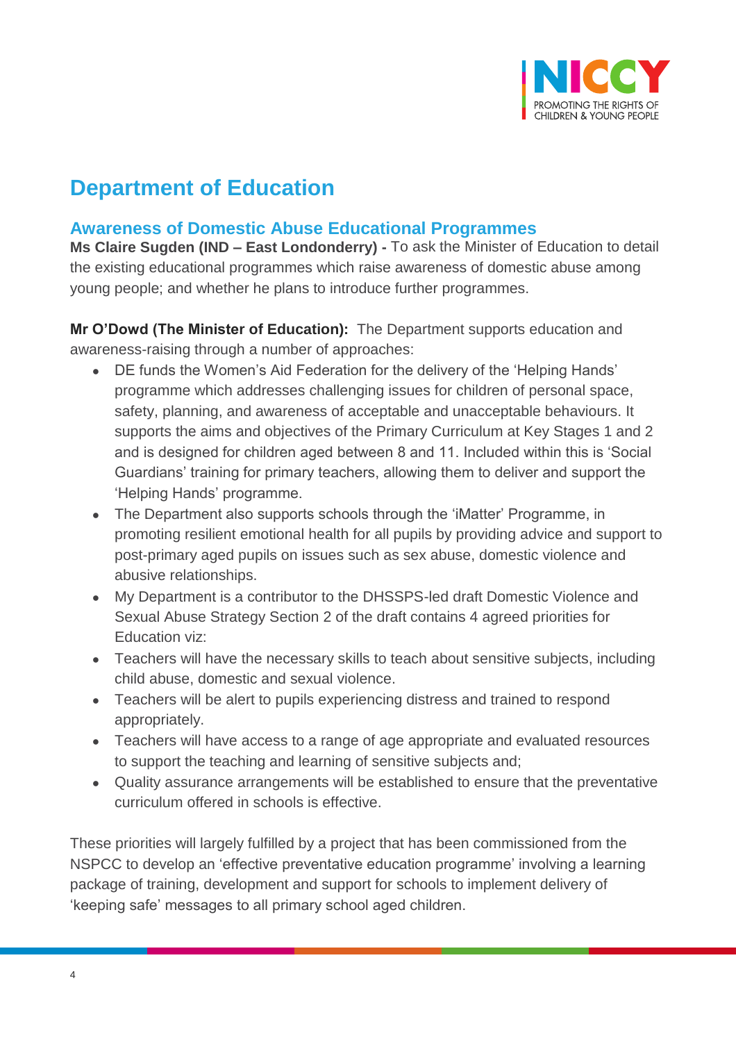# Department of Education

## Awareness of Domestic Abuse Educational Programmes

**Ms Claire Sugden (IND – East Londonderry) -** To ask the Minister of Education to detail the existing educational programmes which raise awareness of domestic abuse among young people; and whether he plans to introduce further programmes.

**Mr O'Dowd (The Minister of Education):** The Department supports education and awareness-raising through a number of approaches:

- DE funds the Women's Aid Federation for the delivery of the 'Helping Hands' programme which addresses challenging issues for children of personal space, safety, planning, and awareness of acceptable and unacceptable behaviours. It supports the aims and objectives of the Primary Curriculum at Key Stages 1 and 2 and is designed for children aged between 8 and 11. Included within this is 'Social Guardians' training for primary teachers, allowing them to deliver and support the 'Helping Hands' programme.
- The Department also supports schools through the 'iMatter' Programme, in promoting resilient emotional health for all pupils by providing advice and support to post-primary aged pupils on issues such as sex abuse, domestic violence and abusive relationships.
- My Department is a contributor to the DHSSPS-led draft Domestic Violence and Sexual Abuse Strategy Section 2 of the draft contains 4 agreed priorities for Education viz:
- Teachers will have the necessary skills to teach about sensitive subjects, including child abuse, domestic and sexual violence.
- Teachers will be alert to pupils experiencing distress and trained to respond appropriately.
- Teachers will have access to a range of age appropriate and evaluated resources to support the teaching and learning of sensitive subjects and;
- Quality assurance arrangements will be established to ensure that the preventative curriculum offered in schools is effective.

These priorities will largely fulfilled by a project that has been commissioned from the NSPCC to develop an 'effective preventative education programme' involving a learning package of training, development and support for schools to implement delivery of 'keeping safe' messages to all primary school aged children.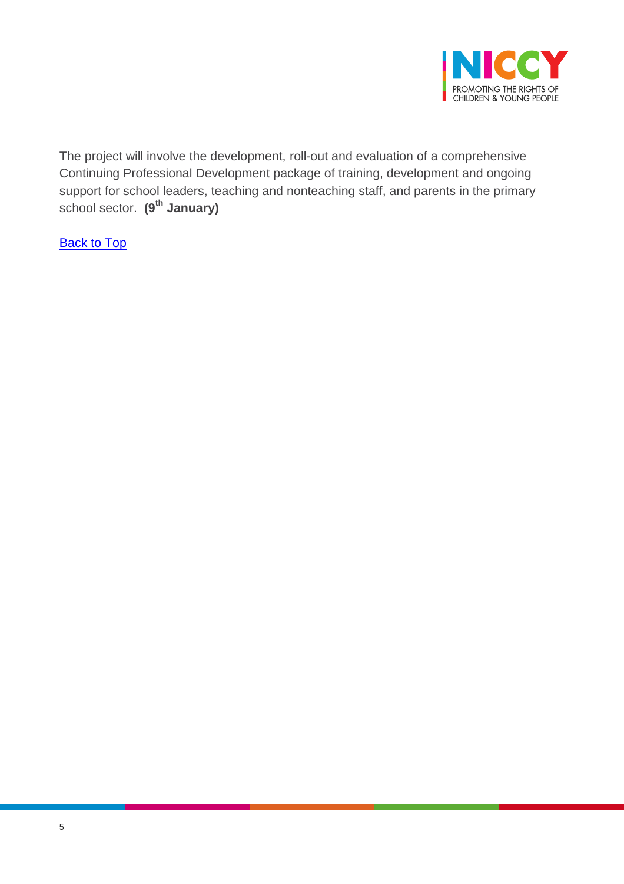The project will involve the development, roll-out and evaluation of a comprehensive Continuing Professional Development package of training, development and ongoing support for school leaders, teaching and nonteaching staff, and parents in the primary school sector. **(9th January)**

Back to Top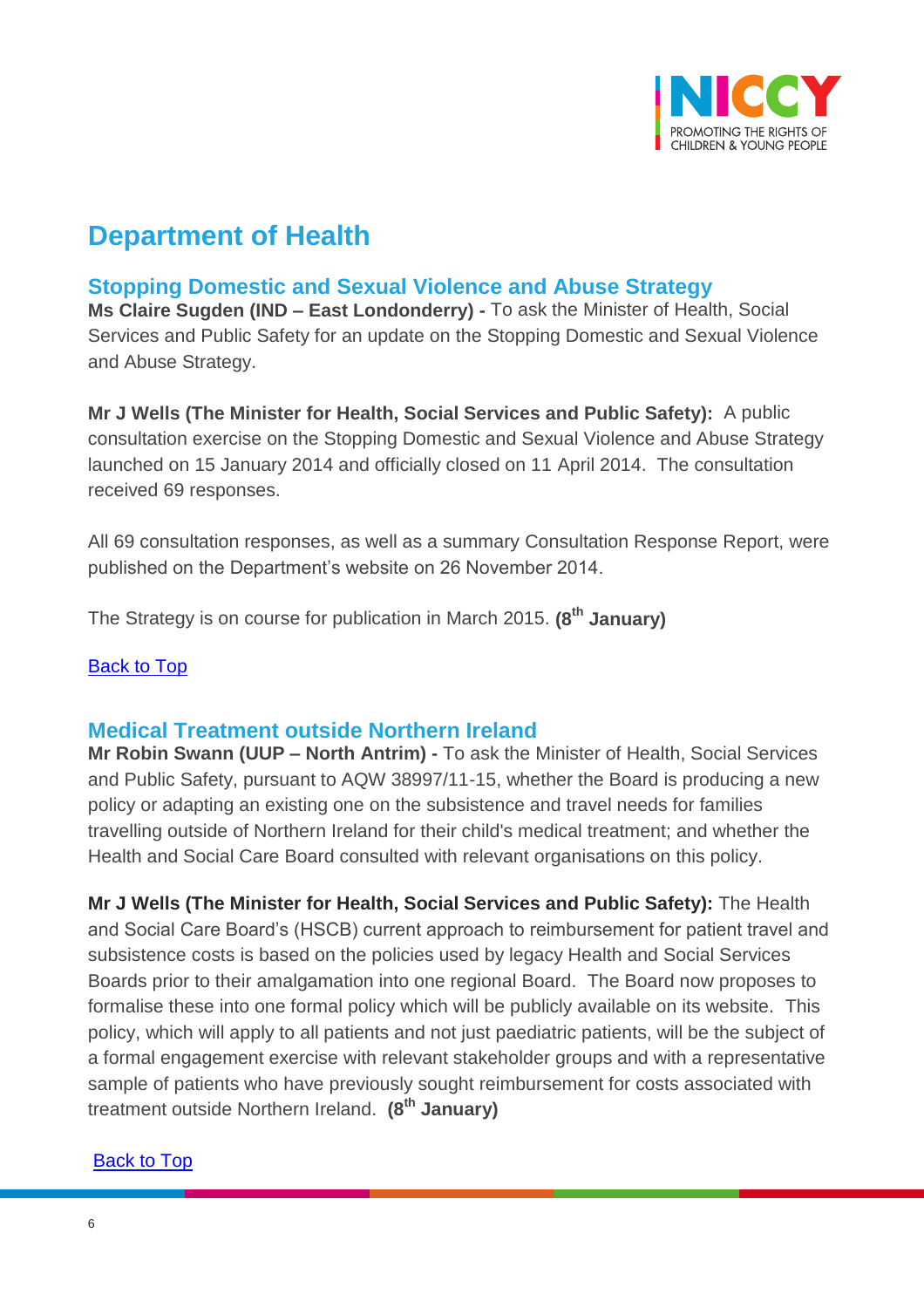# Department of Health

## Stopping Domestic and Sexual Violence and Abuse Strategy

**Ms Claire Sugden (IND – East Londonderry) -** To ask the Minister of Health, Social Services and Public Safety for an update on the Stopping Domestic and Sexual Violence and Abuse Strategy.

**Mr J Wells (The Minister for Health, Social Services and Public Safety):** A public consultation exercise on the Stopping Domestic and Sexual Violence and Abuse Strategy launched on 15 January 2014 and officially closed on 11 April 2014. The consultation received 69 responses.

All 69 consultation responses, as well as a summary Consultation Response Report, were published on the Department's website on 26 November 2014.

The Strategy is on course for publication in March 2015. **(8th January)**

Back to Top

## Medical Treatment outside Northern Ireland

**Mr Robin Swann (UUP – North Antrim) -** To ask the Minister of Health, Social Services and Public Safety, pursuant to AQW 38997/11-15, whether the Board is producing a new policy or adapting an existing one on the subsistence and travel needs for families travelling outside of Northern Ireland for their child's medical treatment; and whether the Health and Social Care Board consulted with relevant organisations on this policy.

**Mr J Wells (The Minister for Health, Social Services and Public Safety):** The Health and Social Care Board's (HSCB) current approach to reimbursement for patient travel and subsistence costs is based on the policies used by legacy Health and Social Services Boards prior to their amalgamation into one regional Board. The Board now proposes to formalise these into one formal policy which will be publicly available on its website. This policy, which will apply to all patients and not just paediatric patients, will be the subject of a formal engagement exercise with relevant stakeholder groups and with a representative sample of patients who have previously sought reimbursement for costs associated with treatment outside Northern Ireland. **(8th January)**

Back to Top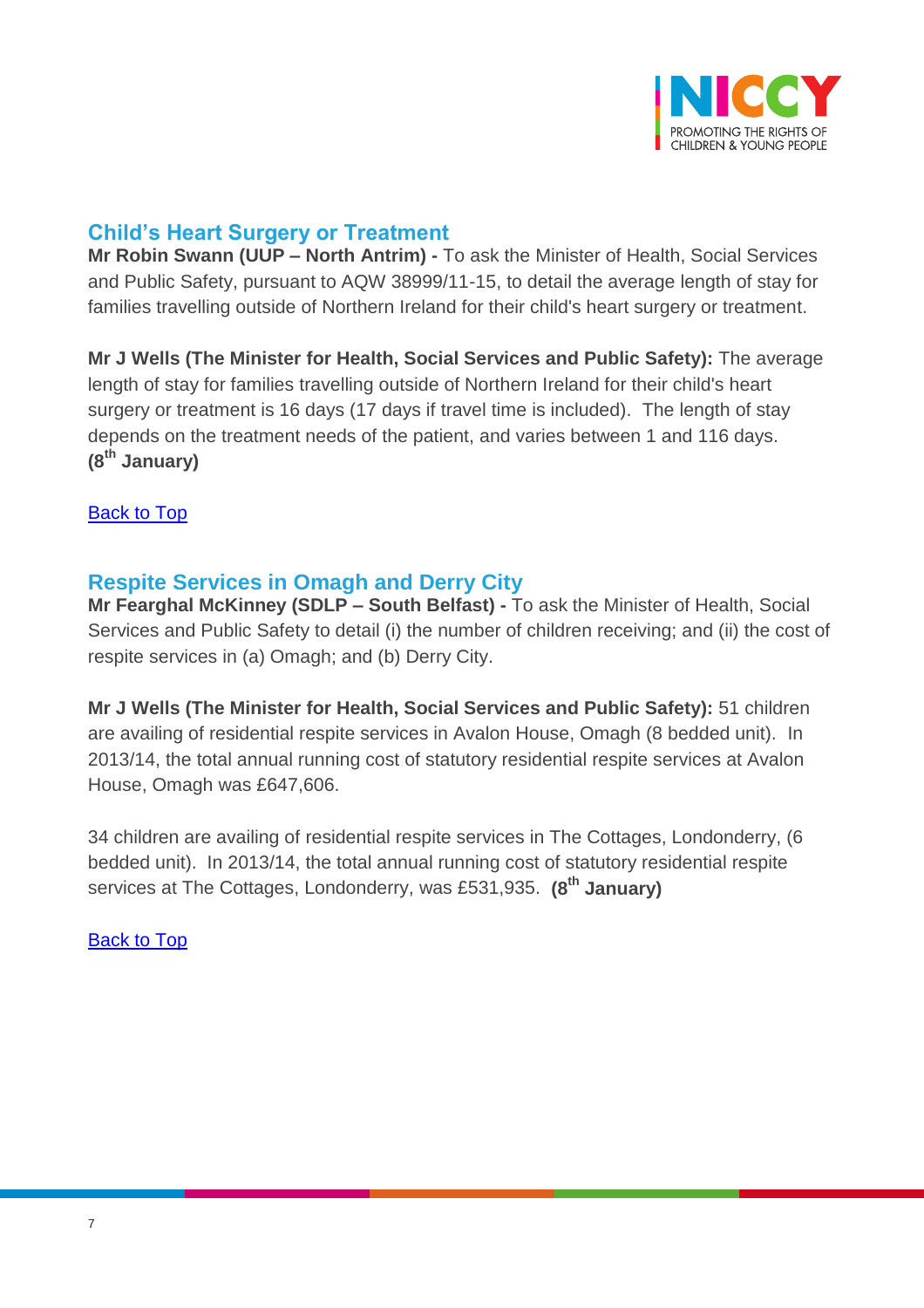## Child's Heart Surgery or Treatment

**Mr Robin Swann (UUP – North Antrim) -** To ask the Minister of Health, Social Services and Public Safety, pursuant to AQW 38999/11-15, to detail the average length of stay for families travelling outside of Northern Ireland for their child's heart surgery or treatment.

**Mr J Wells (The Minister for Health, Social Services and Public Safety):** The average length of stay for families travelling outside of Northern Ireland for their child's heart surgery or treatment is 16 days (17 days if travel time is included). The length of stay depends on the treatment needs of the patient, and varies between 1 and 116 days. **(8th January)**

Back to Top

## Respite Services in Omagh and Derry City

**Mr Fearghal McKinney (SDLP – South Belfast) -** To ask the Minister of Health, Social Services and Public Safety to detail (i) the number of children receiving; and (ii) the cost of respite services in (a) Omagh; and (b) Derry City.

**Mr J Wells (The Minister for Health, Social Services and Public Safety):** 51 children are availing of residential respite services in Avalon House, Omagh (8 bedded unit). In 2013/14, the total annual running cost of statutory residential respite services at Avalon House, Omagh was £647,606.

34 children are availing of residential respite services in The Cottages, Londonderry, (6 bedded unit). In 2013/14, the total annual running cost of statutory residential respite services at The Cottages, Londonderry, was £531,935. **(8th January)**

Back to Top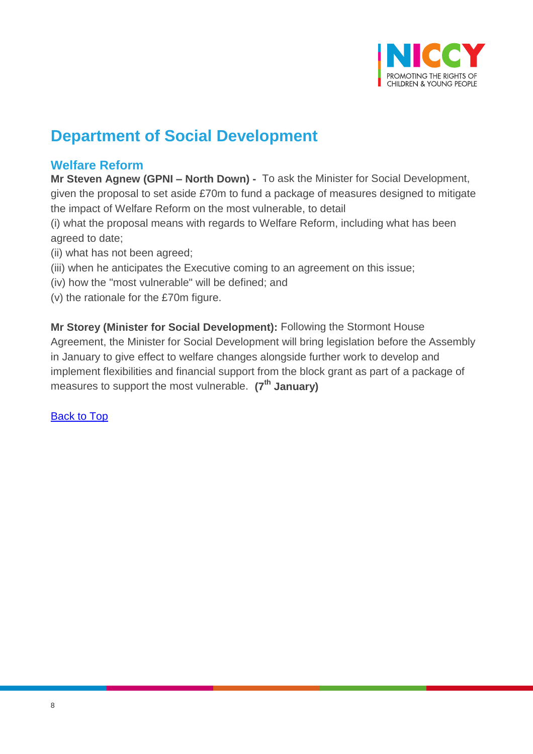## Department of Social Development

### Welfare Reform

**Mr Steven Agnew (GPNI – North Down) -** To ask the Minister for Social Development, given the proposal to set aside £70m to fund a package of measures designed to mitigate the impact of Welfare Reform on the most vulnerable, to detail

(i) what the proposal means with regards to Welfare Reform, including what has been agreed to date;

(ii) what has not been agreed;

(iii) when he anticipates the Executive coming to an agreement on this issue;

(iv) how the "most vulnerable" will be defined; and

(v) the rationale for the £70m figure.

**Mr Storey (Minister for Social Development):** Following the Stormont House Agreement, the Minister for Social Development will bring legislation before the Assembly in January to give effect to welfare changes alongside further work to develop and implement flexibilities and financial support from the block grant as part of a package of measures to support the most vulnerable. **(7th January)**

Back to Top